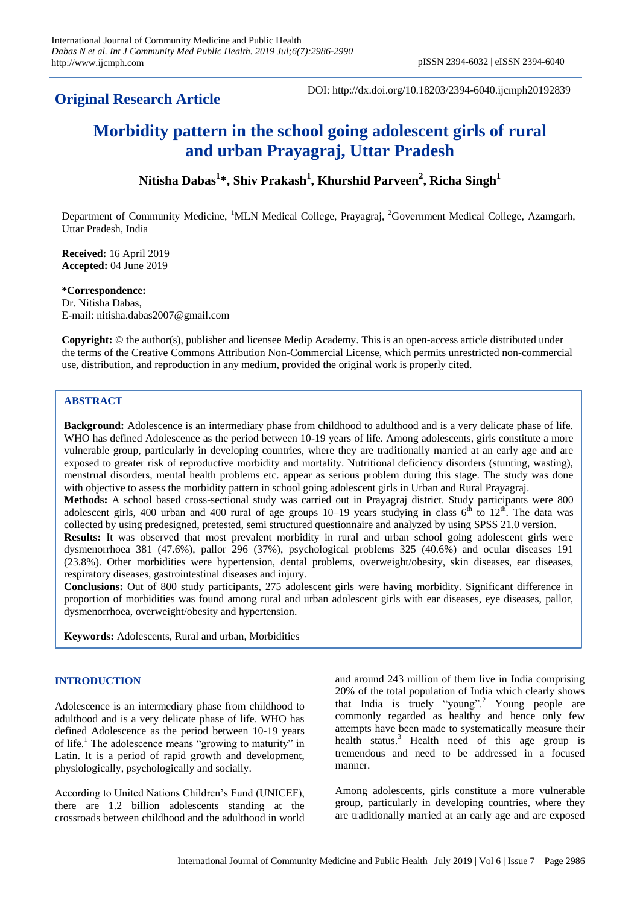**Original Research Article**

DOI: http://dx.doi.org/10.18203/2394-6040.ijcmph20192839

# Morbidity pattern in the school going adolescent girls of rural and urban Prayagraj, Uttar Pradesh

**Nitisha Dabas[1]*, Shiv Prakash[1], Khurshid Parveen[2], Richa Singh[1]**

Department of Community Medicine, [1]MLN Medical College, Prayagraj, [2]Government Medical College, Azamgarh, Uttar Pradesh, India

**Received:** 16 April 2019
**Accepted:** 04 June 2019

***Correspondence:**
Dr. Nitisha Dabas,
E-mail: nitisha.dabas2007@gmail.com

**Copyright:** © the author(s), publisher and licensee Medip Academy. This is an open-access article distributed under the terms of the Creative Commons Attribution Non-Commercial License, which permits unrestricted non-commercial use, distribution, and reproduction in any medium, provided the original work is properly cited.

## ABSTRACT

**Background:** Adolescence is an intermediary phase from childhood to adulthood and is a very delicate phase of life. WHO has defined Adolescence as the period between 10-19 years of life. Among adolescents, girls constitute a more vulnerable group, particularly in developing countries, where they are traditionally married at an early age and are exposed to greater risk of reproductive morbidity and mortality. Nutritional deficiency disorders (stunting, wasting), menstrual disorders, mental health problems etc. appear as serious problem during this stage. The study was done with objective to assess the morbidity pattern in school going adolescent girls in Urban and Rural Prayagraj.

**Methods:** A school based cross-sectional study was carried out in Prayagraj district. Study participants were 800 adolescent girls, 400 urban and 400 rural of age groups 10–19 years studying in class 6$^{th}$ to 12$^{th}$. The data was collected by using predesigned, pretested, semi structured questionnaire and analyzed by using SPSS 21.0 version.

**Results:** It was observed that most prevalent morbidity in rural and urban school going adolescent girls were dysmenorrhoea 381 (47.6%), pallor 296 (37%), psychological problems 325 (40.6%) and ocular diseases 191 (23.8%). Other morbidities were hypertension, dental problems, overweight/obesity, skin diseases, ear diseases, respiratory diseases, gastrointestinal diseases and injury.

**Conclusions:** Out of 800 study participants, 275 adolescent girls were having morbidity. Significant difference in proportion of morbidities was found among rural and urban adolescent girls with ear diseases, eye diseases, pallor, dysmenorrhoea, overweight/obesity and hypertension.

**Keywords:** Adolescents, Rural and urban, Morbidities

## INTRODUCTION

Adolescence is an intermediary phase from childhood to adulthood and is a very delicate phase of life. WHO has defined Adolescence as the period between 10-19 years of life.[1] The adolescence means "growing to maturity" in Latin. It is a period of rapid growth and development, physiologically, psychologically and socially.

According to United Nations Children's Fund (UNICEF), there are 1.2 billion adolescents standing at the crossroads between childhood and the adulthood in world and around 243 million of them live in India comprising 20% of the total population of India which clearly shows that India is truely "young".[2] Young people are commonly regarded as healthy and hence only few attempts have been made to systematically measure their health status.[3] Health need of this age group is tremendous and need to be addressed in a focused manner.

Among adolescents, girls constitute a more vulnerable group, particularly in developing countries, where they are traditionally married at an early age and are exposed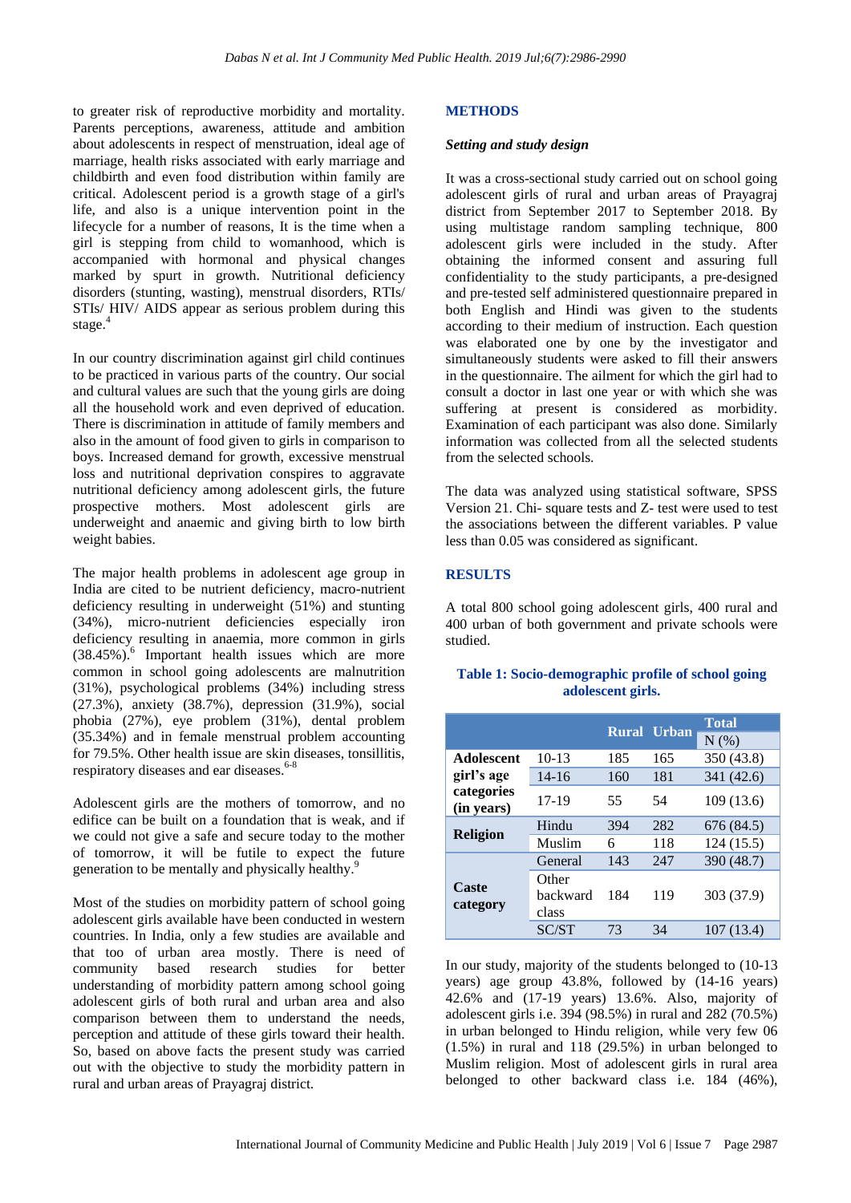to greater risk of reproductive morbidity and mortality. Parents perceptions, awareness, attitude and ambition about adolescents in respect of menstruation, ideal age of marriage, health risks associated with early marriage and childbirth and even food distribution within family are critical. Adolescent period is a growth stage of a girl's life, and also is a unique intervention point in the lifecycle for a number of reasons, It is the time when a girl is stepping from child to womanhood, which is accompanied with hormonal and physical changes marked by spurt in growth. Nutritional deficiency disorders (stunting, wasting), menstrual disorders, RTIs/ STIs/ HIV/ AIDS appear as serious problem during this stage.[4]

In our country discrimination against girl child continues to be practiced in various parts of the country. Our social and cultural values are such that the young girls are doing all the household work and even deprived of education. There is discrimination in attitude of family members and also in the amount of food given to girls in comparison to boys. Increased demand for growth, excessive menstrual loss and nutritional deprivation conspires to aggravate nutritional deficiency among adolescent girls, the future prospective mothers. Most adolescent girls are underweight and anaemic and giving birth to low birth weight babies.

The major health problems in adolescent age group in India are cited to be nutrient deficiency, macro-nutrient deficiency resulting in underweight (51%) and stunting (34%), micro-nutrient deficiencies especially iron deficiency resulting in anaemia, more common in girls (38.45%).[6] Important health issues which are more common in school going adolescents are malnutrition (31%), psychological problems (34%) including stress (27.3%), anxiety (38.7%), depression (31.9%), social phobia (27%), eye problem (31%), dental problem (35.34%) and in female menstrual problem accounting for 79.5%. Other health issue are skin diseases, tonsillitis, respiratory diseases and ear diseases.[6-8]

Adolescent girls are the mothers of tomorrow, and no edifice can be built on a foundation that is weak, and if we could not give a safe and secure today to the mother of tomorrow, it will be futile to expect the future generation to be mentally and physically healthy.[9]

Most of the studies on morbidity pattern of school going adolescent girls available have been conducted in western countries. In India, only a few studies are available and that too of urban area mostly. There is need of community based research studies for better understanding of morbidity pattern among school going adolescent girls of both rural and urban area and also comparison between them to understand the needs, perception and attitude of these girls toward their health. So, based on above facts the present study was carried out with the objective to study the morbidity pattern in rural and urban areas of Prayagraj district.

## METHODS

### *Setting and study design*

It was a cross-sectional study carried out on school going adolescent girls of rural and urban areas of Prayagraj district from September 2017 to September 2018. By using multistage random sampling technique, 800 adolescent girls were included in the study. After obtaining the informed consent and assuring full confidentiality to the study participants, a pre-designed and pre-tested self administered questionnaire prepared in both English and Hindi was given to the students according to their medium of instruction. Each question was elaborated one by one by the investigator and simultaneously students were asked to fill their answers in the questionnaire. The ailment for which the girl had to consult a doctor in last one year or with which she was suffering at present is considered as morbidity. Examination of each participant was also done. Similarly information was collected from all the selected students from the selected schools.

The data was analyzed using statistical software, SPSS Version 21. Chi- square tests and Z- test were used to test the associations between the different variables. P value less than 0.05 was considered as significant.

## RESULTS

A total 800 school going adolescent girls, 400 rural and 400 urban of both government and private schools were studied.

**Table 1: Socio-demographic profile of school going adolescent girls.**

| | | Rural | Urban | Total N (%) |
|---|---|---|---|---|
| **Adolescent girl's age categories (in years)** | 10-13 | 185 | 165 | 350 (43.8) |
| | 14-16 | 160 | 181 | 341 (42.6) |
| | 17-19 | 55 | 54 | 109 (13.6) |
| **Religion** | Hindu | 394 | 282 | 676 (84.5) |
| | Muslim | 6 | 118 | 124 (15.5) |
| **Caste category** | General | 143 | 247 | 390 (48.7) |
| | Other backward class | 184 | 119 | 303 (37.9) |
| | SC/ST | 73 | 34 | 107 (13.4) |

In our study, majority of the students belonged to (10-13 years) age group 43.8%, followed by (14-16 years) 42.6% and (17-19 years) 13.6%. Also, majority of adolescent girls i.e. 394 (98.5%) in rural and 282 (70.5%) in urban belonged to Hindu religion, while very few 06 (1.5%) in rural and 118 (29.5%) in urban belonged to Muslim religion. Most of adolescent girls in rural area belonged to other backward class i.e. 184 (46%),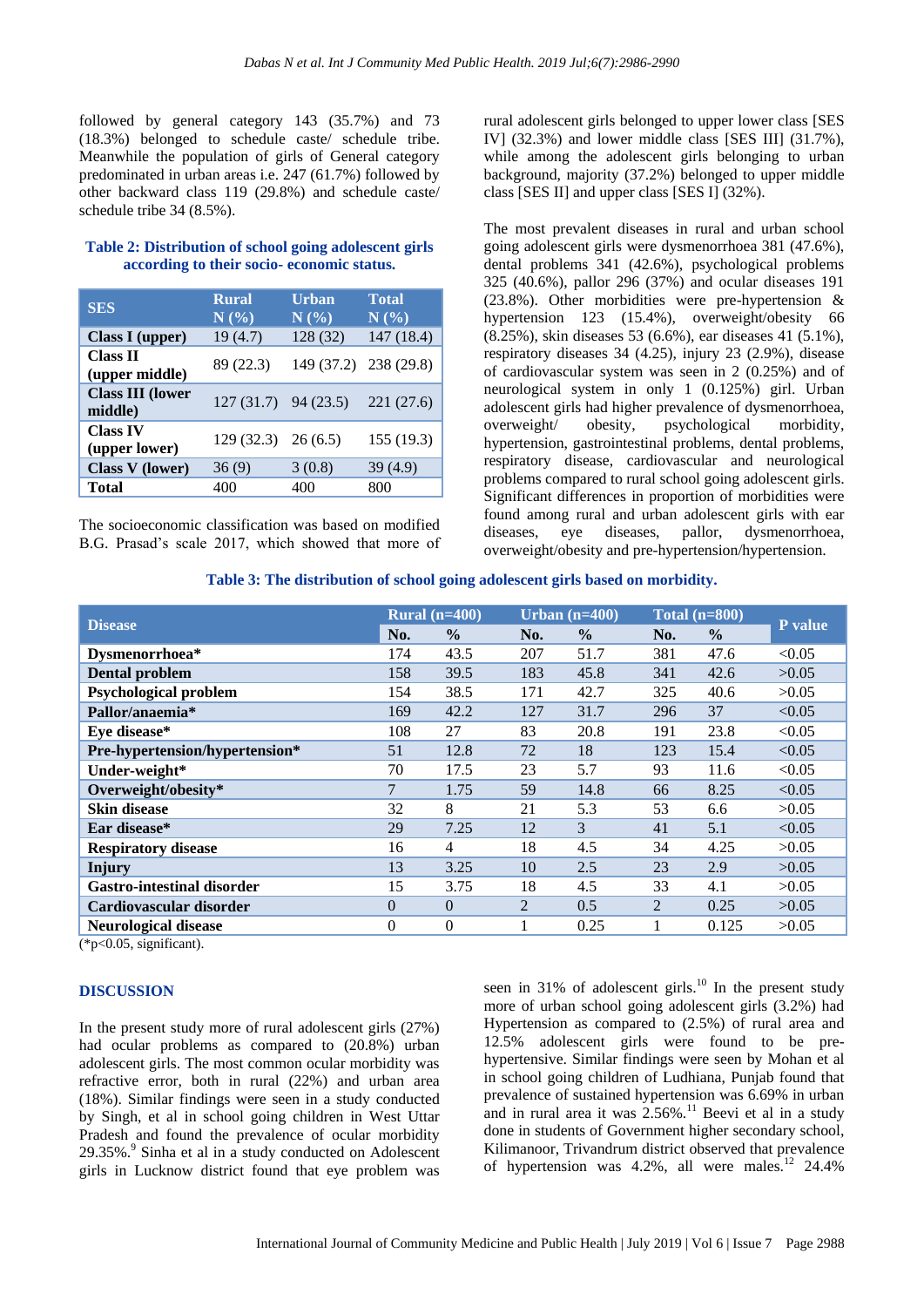followed by general category 143 (35.7%) and 73 (18.3%) belonged to schedule caste/ schedule tribe. Meanwhile the population of girls of General category predominated in urban areas i.e. 247 (61.7%) followed by other backward class 119 (29.8%) and schedule caste/ schedule tribe 34 (8.5%).

**Table 2: Distribution of school going adolescent girls according to their socio- economic status.**

| SES | Rural N (%) | Urban N (%) | Total N (%) |
|---|---|---|---|
| **Class I (upper)** | 19 (4.7) | 128 (32) | 147 (18.4) |
| **Class II (upper middle)** | 89 (22.3) | 149 (37.2) | 238 (29.8) |
| **Class III (lower middle)** | 127 (31.7) | 94 (23.5) | 221 (27.6) |
| **Class IV (upper lower)** | 129 (32.3) | 26 (6.5) | 155 (19.3) |
| **Class V (lower)** | 36 (9) | 3 (0.8) | 39 (4.9) |
| **Total** | 400 | 400 | 800 |

The socioeconomic classification was based on modified B.G. Prasad's scale 2017, which showed that more of rural adolescent girls belonged to upper lower class [SES IV] (32.3%) and lower middle class [SES III] (31.7%), while among the adolescent girls belonging to urban background, majority (37.2%) belonged to upper middle class [SES II] and upper class [SES I] (32%).

The most prevalent diseases in rural and urban school going adolescent girls were dysmenorrhoea 381 (47.6%), dental problems 341 (42.6%), psychological problems 325 (40.6%), pallor 296 (37%) and ocular diseases 191 (23.8%). Other morbidities were pre-hypertension & hypertension 123 (15.4%), overweight/obesity 66 (8.25%), skin diseases 53 (6.6%), ear diseases 41 (5.1%), respiratory diseases 34 (4.25), injury 23 (2.9%), disease of cardiovascular system was seen in 2 (0.25%) and of neurological system in only 1 (0.125%) girl. Urban adolescent girls had higher prevalence of dysmenorrhoea, overweight/ obesity, psychological morbidity, hypertension, gastrointestinal problems, dental problems, respiratory disease, cardiovascular and neurological problems compared to rural school going adolescent girls. Significant differences in proportion of morbidities were found among rural and urban adolescent girls with ear diseases, eye diseases, pallor, dysmenorrhoea, overweight/obesity and pre-hypertension/hypertension.

**Table 3: The distribution of school going adolescent girls based on morbidity.**

| Disease | Rural (n=400) | | Urban (n=400) | | Total (n=800) | | P value |
|---|---|---|---|---|---|---|---|
| | No. | % | No. | % | No. | % | |
| **Dysmenorrhoea*** | 174 | 43.5 | 207 | 51.7 | 381 | 47.6 | <0.05 |
| **Dental problem** | 158 | 39.5 | 183 | 45.8 | 341 | 42.6 | >0.05 |
| **Psychological problem** | 154 | 38.5 | 171 | 42.7 | 325 | 40.6 | >0.05 |
| **Pallor/anaemia*** | 169 | 42.2 | 127 | 31.7 | 296 | 37 | <0.05 |
| **Eye disease*** | 108 | 27 | 83 | 20.8 | 191 | 23.8 | <0.05 |
| **Pre-hypertension/hypertension*** | 51 | 12.8 | 72 | 18 | 123 | 15.4 | <0.05 |
| **Under-weight*** | 70 | 17.5 | 23 | 5.7 | 93 | 11.6 | <0.05 |
| **Overweight/obesity*** | 7 | 1.75 | 59 | 14.8 | 66 | 8.25 | <0.05 |
| **Skin disease** | 32 | 8 | 21 | 5.3 | 53 | 6.6 | >0.05 |
| **Ear disease*** | 29 | 7.25 | 12 | 3 | 41 | 5.1 | <0.05 |
| **Respiratory disease** | 16 | 4 | 18 | 4.5 | 34 | 4.25 | >0.05 |
| **Injury** | 13 | 3.25 | 10 | 2.5 | 23 | 2.9 | >0.05 |
| **Gastro-intestinal disorder** | 15 | 3.75 | 18 | 4.5 | 33 | 4.1 | >0.05 |
| **Cardiovascular disorder** | 0 | 0 | 2 | 0.5 | 2 | 0.25 | >0.05 |
| **Neurological disease** | 0 | 0 | 1 | 0.25 | 1 | 0.125 | >0.05 |

(*p<0.05, significant).

## DISCUSSION

In the present study more of rural adolescent girls (27%) had ocular problems as compared to (20.8%) urban adolescent girls. The most common ocular morbidity was refractive error, both in rural (22%) and urban area (18%). Similar findings were seen in a study conducted by Singh, et al in school going children in West Uttar Pradesh and found the prevalence of ocular morbidity 29.35%.[9] Sinha et al in a study conducted on Adolescent girls in Lucknow district found that eye problem was seen in 31% of adolescent girls.[10] In the present study more of urban school going adolescent girls (3.2%) had Hypertension as compared to (2.5%) of rural area and 12.5% adolescent girls were found to be pre-hypertensive. Similar findings were seen by Mohan et al in school going children of Ludhiana, Punjab found that prevalence of sustained hypertension was 6.69% in urban and in rural area it was 2.56%.[11] Beevi et al in a study done in students of Government higher secondary school, Kilimanoor, Trivandrum district observed that prevalence of hypertension was 4.2%, all were males.[12] 24.4%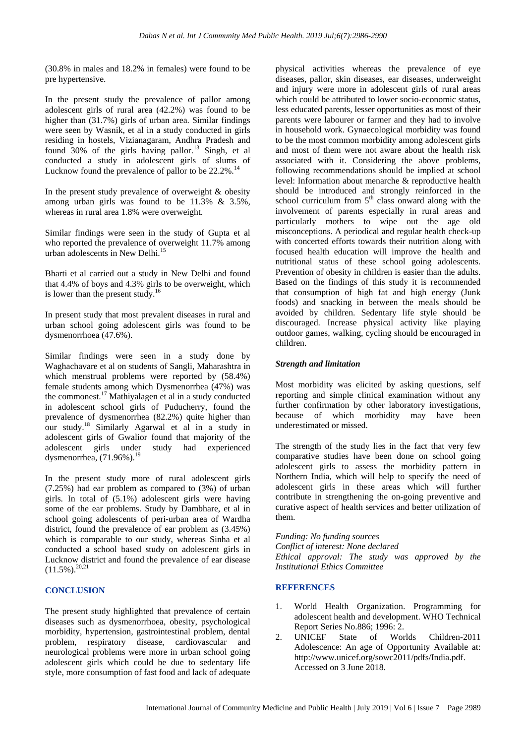(30.8% in males and 18.2% in females) were found to be pre hypertensive.

In the present study the prevalence of pallor among adolescent girls of rural area (42.2%) was found to be higher than (31.7%) girls of urban area. Similar findings were seen by Wasnik, et al in a study conducted in girls residing in hostels, Vizianagaram, Andhra Pradesh and found 30% of the girls having pallor.[13] Singh, et al conducted a study in adolescent girls of slums of Lucknow found the prevalence of pallor to be 22.2%.[14]

In the present study prevalence of overweight & obesity among urban girls was found to be 11.3% & 3.5%, whereas in rural area 1.8% were overweight.

Similar findings were seen in the study of Gupta et al who reported the prevalence of overweight 11.7% among urban adolescents in New Delhi.[15]

Bharti et al carried out a study in New Delhi and found that 4.4% of boys and 4.3% girls to be overweight, which is lower than the present study.[16]

In present study that most prevalent diseases in rural and urban school going adolescent girls was found to be dysmenorrhoea (47.6%).

Similar findings were seen in a study done by Waghachavare et al on students of Sangli, Maharashtra in which menstrual problems were reported by (58.4%) female students among which Dysmenorrhea (47%) was the commonest.[17] Mathiyalagen et al in a study conducted in adolescent school girls of Puducherry, found the prevalence of dysmenorrhea (82.2%) quite higher than our study.[18] Similarly Agarwal et al in a study in adolescent girls of Gwalior found that majority of the adolescent girls under study had experienced dysmenorrhea, (71.96%).[19]

In the present study more of rural adolescent girls (7.25%) had ear problem as compared to (3%) of urban girls. In total of (5.1%) adolescent girls were having some of the ear problems. Study by Dambhare, et al in school going adolescents of peri-urban area of Wardha district, found the prevalence of ear problem as (3.45%) which is comparable to our study, whereas Sinha et al conducted a school based study on adolescent girls in Lucknow district and found the prevalence of ear disease (11.5%).[20,21]

## CONCLUSION

The present study highlighted that prevalence of certain diseases such as dysmenorrhoea, obesity, psychological morbidity, hypertension, gastrointestinal problem, dental problem, respiratory disease, cardiovascular and neurological problems were more in urban school going adolescent girls which could be due to sedentary life style, more consumption of fast food and lack of adequate physical activities whereas the prevalence of eye diseases, pallor, skin diseases, ear diseases, underweight and injury were more in adolescent girls of rural areas which could be attributed to lower socio-economic status, less educated parents, lesser opportunities as most of their parents were labourer or farmer and they had to involve in household work. Gynaecological morbidity was found to be the most common morbidity among adolescent girls and most of them were not aware about the health risk associated with it. Considering the above problems, following recommendations should be implied at school level: Information about menarche & reproductive health should be introduced and strongly reinforced in the school curriculum from 5th class onward along with the involvement of parents especially in rural areas and particularly mothers to wipe out the age old misconceptions. A periodical and regular health check-up with concerted efforts towards their nutrition along with focused health education will improve the health and nutritional status of these school going adolescents. Prevention of obesity in children is easier than the adults. Based on the findings of this study it is recommended that consumption of high fat and high energy (Junk foods) and snacking in between the meals should be avoided by children. Sedentary life style should be discouraged. Increase physical activity like playing outdoor games, walking, cycling should be encouraged in children.

### *Strength and limitation*

Most morbidity was elicited by asking questions, self reporting and simple clinical examination without any further confirmation by other laboratory investigations, because of which morbidity may have been underestimated or missed.

The strength of the study lies in the fact that very few comparative studies have been done on school going adolescent girls to assess the morbidity pattern in Northern India, which will help to specify the need of adolescent girls in these areas which will further contribute in strengthening the on-going preventive and curative aspect of health services and better utilization of them.

*Funding: No funding sources*
*Conflict of interest: None declared*
*Ethical approval: The study was approved by the Institutional Ethics Committee*

## REFERENCES

1. World Health Organization. Programming for adolescent health and development. WHO Technical Report Series No.886; 1996: 2.
2. UNICEF State of Worlds Children-2011 Adolescence: An age of Opportunity Available at: http://www.unicef.org/sowc2011/pdfs/India.pdf. Accessed on 3 June 2018.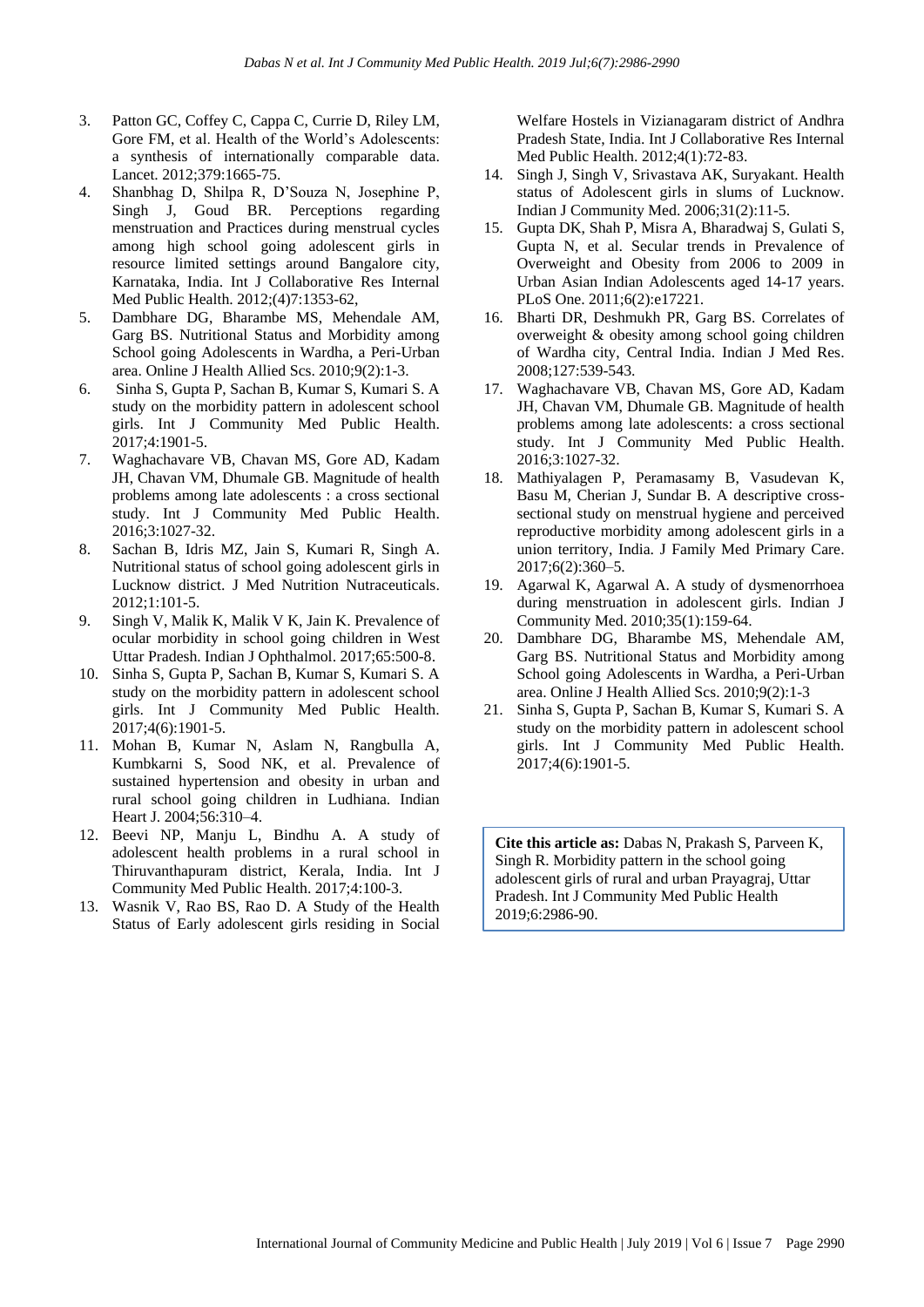3. Patton GC, Coffey C, Cappa C, Currie D, Riley LM, Gore FM, et al. Health of the World's Adolescents: a synthesis of internationally comparable data. Lancet. 2012;379:1665-75.
4. Shanbhag D, Shilpa R, D'Souza N, Josephine P, Singh J, Goud BR. Perceptions regarding menstruation and Practices during menstrual cycles among high school going adolescent girls in resource limited settings around Bangalore city, Karnataka, India. Int J Collaborative Res Internal Med Public Health. 2012;(4)7:1353-62,
5. Dambhare DG, Bharambe MS, Mehendale AM, Garg BS. Nutritional Status and Morbidity among School going Adolescents in Wardha, a Peri-Urban area. Online J Health Allied Scs. 2010;9(2):1-3.
6. Sinha S, Gupta P, Sachan B, Kumar S, Kumari S. A study on the morbidity pattern in adolescent school girls. Int J Community Med Public Health. 2017;4:1901-5.
7. Waghachavare VB, Chavan MS, Gore AD, Kadam JH, Chavan VM, Dhumale GB. Magnitude of health problems among late adolescents : a cross sectional study. Int J Community Med Public Health. 2016;3:1027-32.
8. Sachan B, Idris MZ, Jain S, Kumari R, Singh A. Nutritional status of school going adolescent girls in Lucknow district. J Med Nutrition Nutraceuticals. 2012;1:101-5.
9. Singh V, Malik K, Malik V K, Jain K. Prevalence of ocular morbidity in school going children in West Uttar Pradesh. Indian J Ophthalmol. 2017;65:500-8.
10. Sinha S, Gupta P, Sachan B, Kumar S, Kumari S. A study on the morbidity pattern in adolescent school girls. Int J Community Med Public Health. 2017;4(6):1901-5.
11. Mohan B, Kumar N, Aslam N, Rangbulla A, Kumbkarni S, Sood NK, et al. Prevalence of sustained hypertension and obesity in urban and rural school going children in Ludhiana. Indian Heart J. 2004;56:310–4.
12. Beevi NP, Manju L, Bindhu A. A study of adolescent health problems in a rural school in Thiruvanthapuram district, Kerala, India. Int J Community Med Public Health. 2017;4:100-3.
13. Wasnik V, Rao BS, Rao D. A Study of the Health Status of Early adolescent girls residing in Social Welfare Hostels in Vizianagaram district of Andhra Pradesh State, India. Int J Collaborative Res Internal Med Public Health. 2012;4(1):72-83.
14. Singh J, Singh V, Srivastava AK, Suryakant. Health status of Adolescent girls in slums of Lucknow. Indian J Community Med. 2006;31(2):11-5.
15. Gupta DK, Shah P, Misra A, Bharadwaj S, Gulati S, Gupta N, et al. Secular trends in Prevalence of Overweight and Obesity from 2006 to 2009 in Urban Asian Indian Adolescents aged 14-17 years. PLoS One. 2011;6(2):e17221.
16. Bharti DR, Deshmukh PR, Garg BS. Correlates of overweight & obesity among school going children of Wardha city, Central India. Indian J Med Res. 2008;127:539-543.
17. Waghachavare VB, Chavan MS, Gore AD, Kadam JH, Chavan VM, Dhumale GB. Magnitude of health problems among late adolescents: a cross sectional study. Int J Community Med Public Health. 2016;3:1027-32.
18. Mathiyalagen P, Peramasamy B, Vasudevan K, Basu M, Cherian J, Sundar B. A descriptive cross-sectional study on menstrual hygiene and perceived reproductive morbidity among adolescent girls in a union territory, India. J Family Med Primary Care. 2017;6(2):360–5.
19. Agarwal K, Agarwal A. A study of dysmenorrhoea during menstruation in adolescent girls. Indian J Community Med. 2010;35(1):159-64.
20. Dambhare DG, Bharambe MS, Mehendale AM, Garg BS. Nutritional Status and Morbidity among School going Adolescents in Wardha, a Peri-Urban area. Online J Health Allied Scs. 2010;9(2):1-3
21. Sinha S, Gupta P, Sachan B, Kumar S, Kumari S. A study on the morbidity pattern in adolescent school girls. Int J Community Med Public Health. 2017;4(6):1901-5.

**Cite this article as:** Dabas N, Prakash S, Parveen K, Singh R. Morbidity pattern in the school going adolescent girls of rural and urban Prayagraj, Uttar Pradesh. Int J Community Med Public Health 2019;6:2986-90.